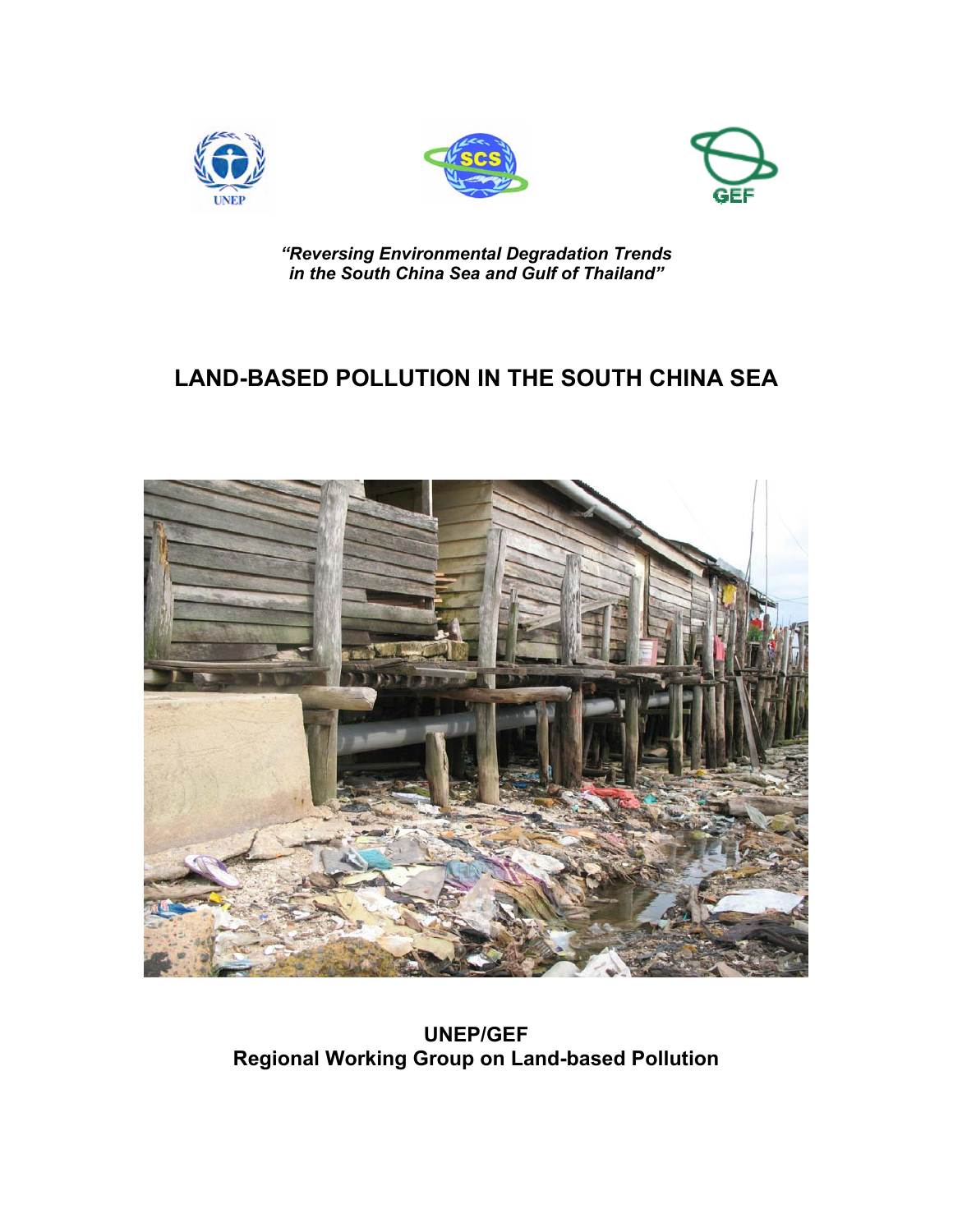*"Reversing Environmental Degradation Trends in the South China Sea and Gulf of Thailand"*

# LAND-BASED POLLUTION IN THE SOUTH CHINA SEA

**UNEP/GEF**
**Regional Working Group on Land-based Pollution**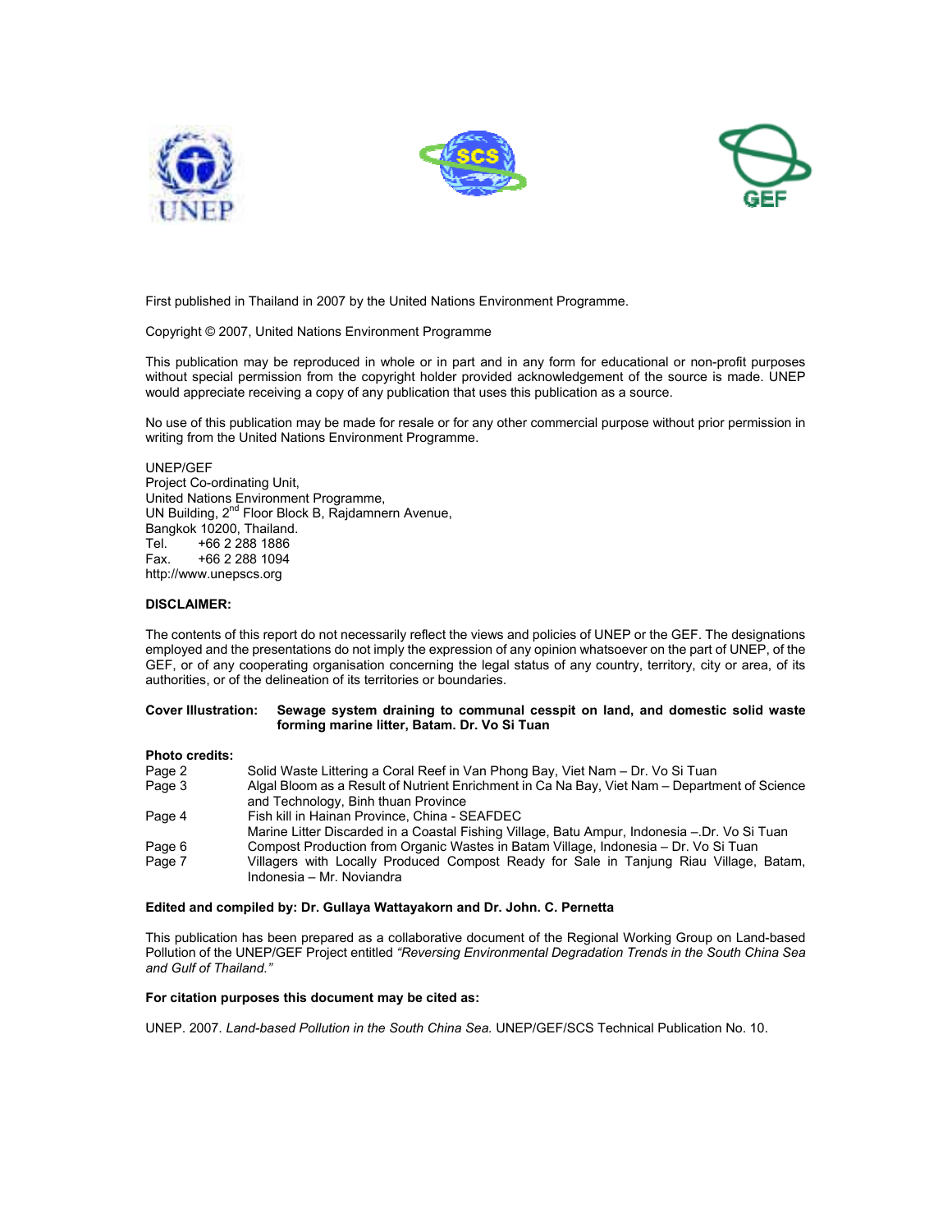First published in Thailand in 2007 by the United Nations Environment Programme.

Copyright © 2007, United Nations Environment Programme

This publication may be reproduced in whole or in part and in any form for educational or non-profit purposes without special permission from the copyright holder provided acknowledgement of the source is made. UNEP would appreciate receiving a copy of any publication that uses this publication as a source.

No use of this publication may be made for resale or for any other commercial purpose without prior permission in writing from the United Nations Environment Programme.

UNEP/GEF
Project Co-ordinating Unit,
United Nations Environment Programme,
UN Building, 2nd Floor Block B, Rajdamnern Avenue,
Bangkok 10200, Thailand.
Tel. +66 2 288 1886
Fax. +66 2 288 1094
http://www.unepscs.org

**DISCLAIMER:**

The contents of this report do not necessarily reflect the views and policies of UNEP or the GEF. The designations employed and the presentations do not imply the expression of any opinion whatsoever on the part of UNEP, of the GEF, or of any cooperating organisation concerning the legal status of any country, territory, city or area, of its authorities, or of the delineation of its territories or boundaries.

**Cover Illustration: Sewage system draining to communal cesspit on land, and domestic solid waste forming marine litter, Batam. Dr. Vo Si Tuan**

**Photo credits:**

| | |
|---|---|
| Page 2 | Solid Waste Littering a Coral Reef in Van Phong Bay, Viet Nam – Dr. Vo Si Tuan |
| Page 3 | Algal Bloom as a Result of Nutrient Enrichment in Ca Na Bay, Viet Nam – Department of Science and Technology, Binh thuan Province |
| Page 4 | Fish kill in Hainan Province, China - SEAFDEC |
| | Marine Litter Discarded in a Coastal Fishing Village, Batu Ampur, Indonesia –.Dr. Vo Si Tuan |
| Page 6 | Compost Production from Organic Wastes in Batam Village, Indonesia – Dr. Vo Si Tuan |
| Page 7 | Villagers with Locally Produced Compost Ready for Sale in Tanjung Riau Village, Batam, Indonesia – Mr. Noviandra |

**Edited and compiled by: Dr. Gullaya Wattayakorn and Dr. John. C. Pernetta**

This publication has been prepared as a collaborative document of the Regional Working Group on Land-based Pollution of the UNEP/GEF Project entitled *"Reversing Environmental Degradation Trends in the South China Sea and Gulf of Thailand."*

**For citation purposes this document may be cited as:**

UNEP. 2007. *Land-based Pollution in the South China Sea.* UNEP/GEF/SCS Technical Publication No. 10.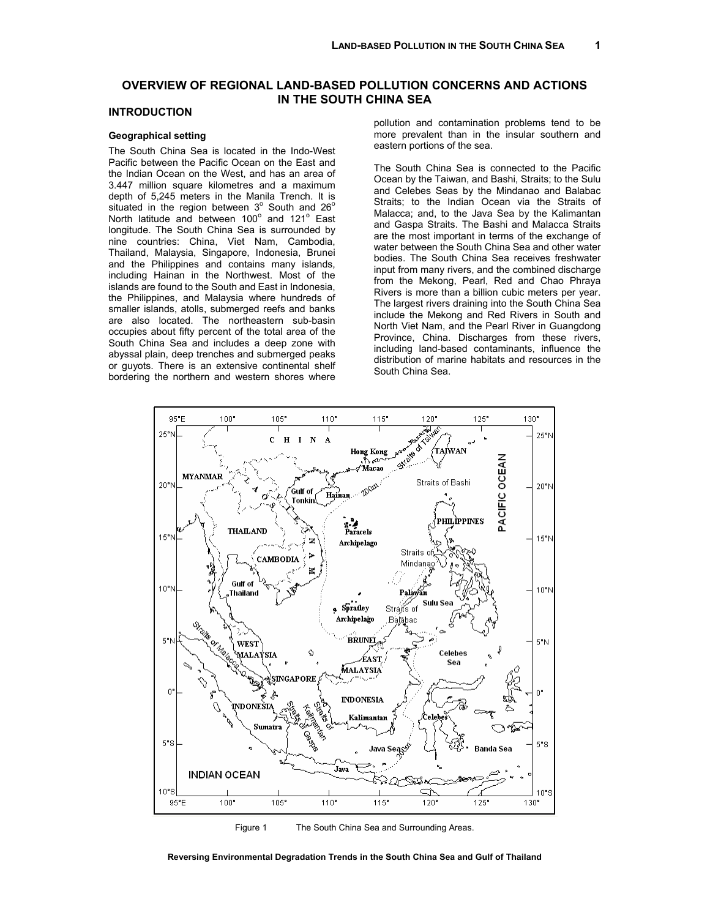## OVERVIEW OF REGIONAL LAND-BASED POLLUTION CONCERNS AND ACTIONS IN THE SOUTH CHINA SEA

### INTRODUCTION

#### Geographical setting

The South China Sea is located in the Indo-West Pacific between the Pacific Ocean on the East and the Indian Ocean on the West, and has an area of 3.447 million square kilometres and a maximum depth of 5,245 meters in the Manila Trench. It is situated in the region between 3° South and 26° North latitude and between 100° and 121° East longitude. The South China Sea is surrounded by nine countries: China, Viet Nam, Cambodia, Thailand, Malaysia, Singapore, Indonesia, Brunei and the Philippines and contains many islands, including Hainan in the Northwest. Most of the islands are found to the South and East in Indonesia, the Philippines, and Malaysia where hundreds of smaller islands, atolls, submerged reefs and banks are also located. The northeastern sub-basin occupies about fifty percent of the total area of the South China Sea and includes a deep zone with abyssal plain, deep trenches and submerged peaks or guyots. There is an extensive continental shelf bordering the northern and western shores where pollution and contamination problems tend to be more prevalent than in the insular southern and eastern portions of the sea.

The South China Sea is connected to the Pacific Ocean by the Taiwan, and Bashi, Straits; to the Sulu and Celebes Seas by the Mindanao and Balabac Straits; to the Indian Ocean via the Straits of Malacca; and, to the Java Sea by the Kalimantan and Gaspa Straits. The Bashi and Malacca Straits are the most important in terms of the exchange of water between the South China Sea and other water bodies. The South China Sea receives freshwater input from many rivers, and the combined discharge from the Mekong, Pearl, Red and Chao Phraya Rivers is more than a billion cubic meters per year. The largest rivers draining into the South China Sea include the Mekong and Red Rivers in South and North Viet Nam, and the Pearl River in Guangdong Province, China. Discharges from these rivers, including land-based contaminants, influence the distribution of marine habitats and resources in the South China Sea.

Figure 1 The South China Sea and Surrounding Areas.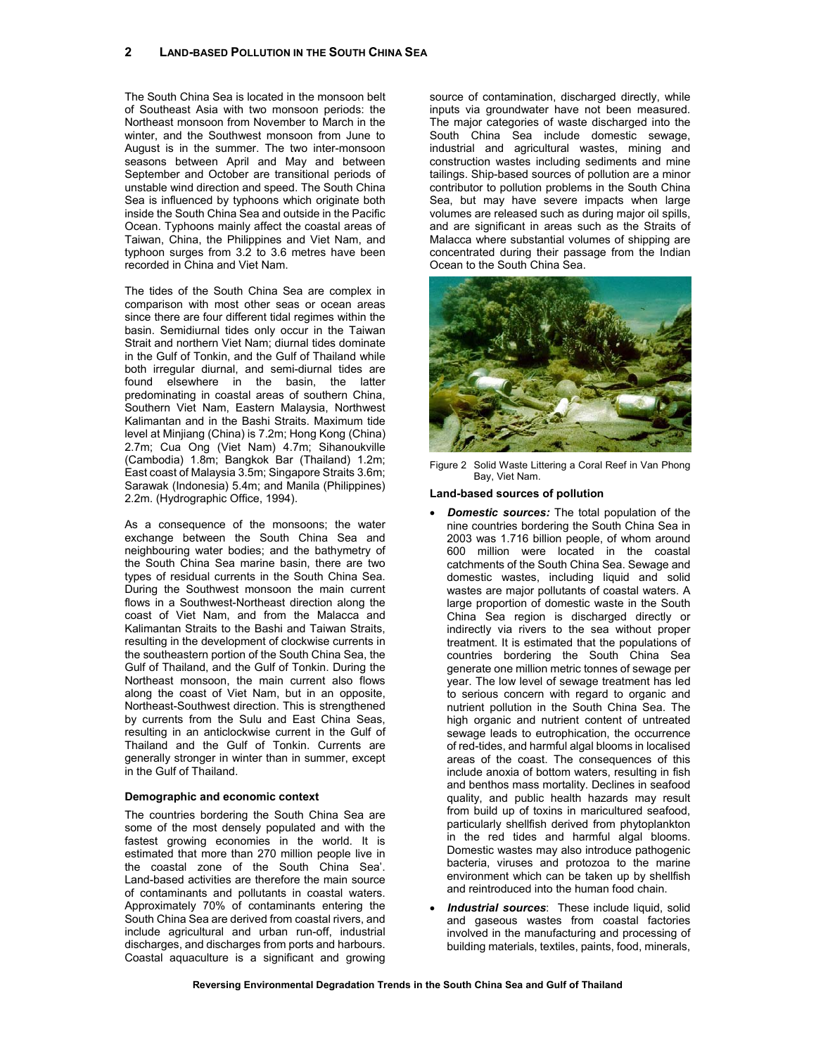The South China Sea is located in the monsoon belt of Southeast Asia with two monsoon periods: the Northeast monsoon from November to March in the winter, and the Southwest monsoon from June to August is in the summer. The two inter-monsoon seasons between April and May and between September and October are transitional periods of unstable wind direction and speed. The South China Sea is influenced by typhoons which originate both inside the South China Sea and outside in the Pacific Ocean. Typhoons mainly affect the coastal areas of Taiwan, China, the Philippines and Viet Nam, and typhoon surges from 3.2 to 3.6 metres have been recorded in China and Viet Nam.

The tides of the South China Sea are complex in comparison with most other seas or ocean areas since there are four different tidal regimes within the basin. Semidiurnal tides only occur in the Taiwan Strait and northern Viet Nam; diurnal tides dominate in the Gulf of Tonkin, and the Gulf of Thailand while both irregular diurnal, and semi-diurnal tides are found elsewhere in the basin, the latter predominating in coastal areas of southern China, Southern Viet Nam, Eastern Malaysia, Northwest Kalimantan and in the Bashi Straits. Maximum tide level at Minjiang (China) is 7.2m; Hong Kong (China) 2.7m; Cua Ong (Viet Nam) 4.7m; Sihanoukville (Cambodia) 1.8m; Bangkok Bar (Thailand) 1.2m; East coast of Malaysia 3.5m; Singapore Straits 3.6m; Sarawak (Indonesia) 5.4m; and Manila (Philippines) 2.2m. (Hydrographic Office, 1994).

As a consequence of the monsoons; the water exchange between the South China Sea and neighbouring water bodies; and the bathymetry of the South China Sea marine basin, there are two types of residual currents in the South China Sea. During the Southwest monsoon the main current flows in a Southwest-Northeast direction along the coast of Viet Nam, and from the Malacca and Kalimantan Straits to the Bashi and Taiwan Straits, resulting in the development of clockwise currents in the southeastern portion of the South China Sea, the Gulf of Thailand, and the Gulf of Tonkin. During the Northeast monsoon, the main current also flows along the coast of Viet Nam, but in an opposite, Northeast-Southwest direction. This is strengthened by currents from the Sulu and East China Seas, resulting in an anticlockwise current in the Gulf of Thailand and the Gulf of Tonkin. Currents are generally stronger in winter than in summer, except in the Gulf of Thailand.

### Demographic and economic context

The countries bordering the South China Sea are some of the most densely populated and with the fastest growing economies in the world. It is estimated that more than 270 million people live in the coastal zone of the South China Sea'. Land-based activities are therefore the main source of contaminants and pollutants in coastal waters. Approximately 70% of contaminants entering the South China Sea are derived from coastal rivers, and include agricultural and urban run-off, industrial discharges, and discharges from ports and harbours. Coastal aquaculture is a significant and growing source of contamination, discharged directly, while inputs via groundwater have not been measured. The major categories of waste discharged into the South China Sea include domestic sewage, industrial and agricultural wastes, mining and construction wastes including sediments and mine tailings. Ship-based sources of pollution are a minor contributor to pollution problems in the South China Sea, but may have severe impacts when large volumes are released such as during major oil spills, and are significant in areas such as the Straits of Malacca where substantial volumes of shipping are concentrated during their passage from the Indian Ocean to the South China Sea.

Figure 2 Solid Waste Littering a Coral Reef in Van Phong Bay, Viet Nam.

### Land-based sources of pollution

- ***Domestic sources:*** The total population of the nine countries bordering the South China Sea in 2003 was 1.716 billion people, of whom around 600 million were located in the coastal catchments of the South China Sea. Sewage and domestic wastes, including liquid and solid wastes are major pollutants of coastal waters. A large proportion of domestic waste in the South China Sea region is discharged directly or indirectly via rivers to the sea without proper treatment. It is estimated that the populations of countries bordering the South China Sea generate one million metric tonnes of sewage per year. The low level of sewage treatment has led to serious concern with regard to organic and nutrient pollution in the South China Sea. The high organic and nutrient content of untreated sewage leads to eutrophication, the occurrence of red-tides, and harmful algal blooms in localised areas of the coast. The consequences of this include anoxia of bottom waters, resulting in fish and benthos mass mortality. Declines in seafood quality, and public health hazards may result from build up of toxins in maricultured seafood, particularly shellfish derived from phytoplankton in the red tides and harmful algal blooms. Domestic wastes may also introduce pathogenic bacteria, viruses and protozoa to the marine environment which can be taken up by shellfish and reintroduced into the human food chain.
- ***Industrial sources***: These include liquid, solid and gaseous wastes from coastal factories involved in the manufacturing and processing of building materials, textiles, paints, food, minerals,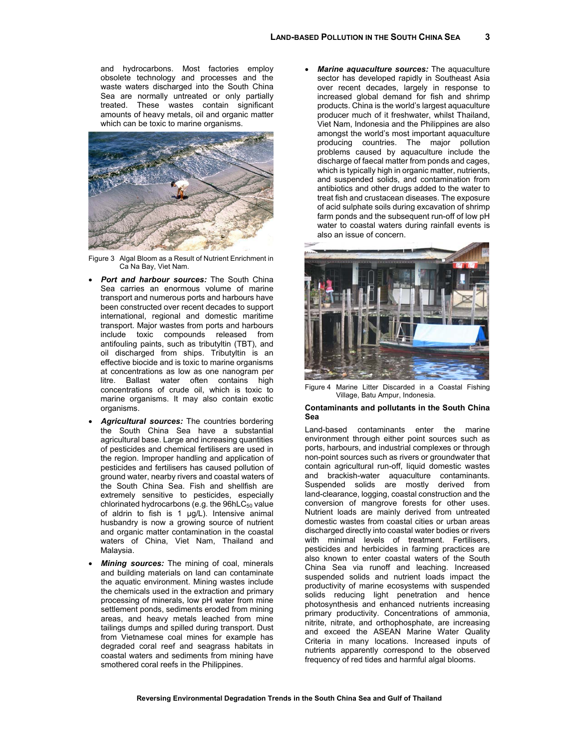and hydrocarbons. Most factories employ obsolete technology and processes and the waste waters discharged into the South China Sea are normally untreated or only partially treated. These wastes contain significant amounts of heavy metals, oil and organic matter which can be toxic to marine organisms.

Figure 3 Algal Bloom as a Result of Nutrient Enrichment in Ca Na Bay, Viet Nam.

- ***Port and harbour sources:*** The South China Sea carries an enormous volume of marine transport and numerous ports and harbours have been constructed over recent decades to support international, regional and domestic maritime transport. Major wastes from ports and harbours include toxic compounds released from antifouling paints, such as tributyltin (TBT), and oil discharged from ships. Tributyltin is an effective biocide and is toxic to marine organisms at concentrations as low as one nanogram per litre. Ballast water often contains high concentrations of crude oil, which is toxic to marine organisms. It may also contain exotic organisms.
- ***Agricultural sources:*** The countries bordering the South China Sea have a substantial agricultural base. Large and increasing quantities of pesticides and chemical fertilisers are used in the region. Improper handling and application of pesticides and fertilisers has caused pollution of ground water, nearby rivers and coastal waters of the South China Sea. Fish and shellfish are extremely sensitive to pesticides, especially chlorinated hydrocarbons (e.g. the $96hLC_{50}$ value of aldrin to fish is 1 μg/L). Intensive animal husbandry is now a growing source of nutrient and organic matter contamination in the coastal waters of China, Viet Nam, Thailand and Malaysia.
- ***Mining sources:*** The mining of coal, minerals and building materials on land can contaminate the aquatic environment. Mining wastes include the chemicals used in the extraction and primary processing of minerals, low pH water from mine settlement ponds, sediments eroded from mining areas, and heavy metals leached from mine tailings dumps and spilled during transport. Dust from Vietnamese coal mines for example has degraded coral reef and seagrass habitats in coastal waters and sediments from mining have smothered coral reefs in the Philippines.
- ***Marine aquaculture sources:*** The aquaculture sector has developed rapidly in Southeast Asia over recent decades, largely in response to increased global demand for fish and shrimp products. China is the world's largest aquaculture producer much of it freshwater, whilst Thailand, Viet Nam, Indonesia and the Philippines are also amongst the world's most important aquaculture producing countries. The major pollution problems caused by aquaculture include the discharge of faecal matter from ponds and cages, which is typically high in organic matter, nutrients, and suspended solids, and contamination from antibiotics and other drugs added to the water to treat fish and crustacean diseases. The exposure of acid sulphate soils during excavation of shrimp farm ponds and the subsequent run-off of low pH water to coastal waters during rainfall events is also an issue of concern.

Figure 4 Marine Litter Discarded in a Coastal Fishing Village, Batu Ampur, Indonesia.

### Contaminants and pollutants in the South China Sea

Land-based contaminants enter the marine environment through either point sources such as ports, harbours, and industrial complexes or through non-point sources such as rivers or groundwater that contain agricultural run-off, liquid domestic wastes and brackish-water aquaculture contaminants. Suspended solids are mostly derived from land-clearance, logging, coastal construction and the conversion of mangrove forests for other uses. Nutrient loads are mainly derived from untreated domestic wastes from coastal cities or urban areas discharged directly into coastal water bodies or rivers with minimal levels of treatment. Fertilisers, pesticides and herbicides in farming practices are also known to enter coastal waters of the South China Sea via runoff and leaching. Increased suspended solids and nutrient loads impact the productivity of marine ecosystems with suspended solids reducing light penetration and hence photosynthesis and enhanced nutrients increasing primary productivity. Concentrations of ammonia, nitrite, nitrate, and orthophosphate, are increasing and exceed the ASEAN Marine Water Quality Criteria in many locations. Increased inputs of nutrients apparently correspond to the observed frequency of red tides and harmful algal blooms.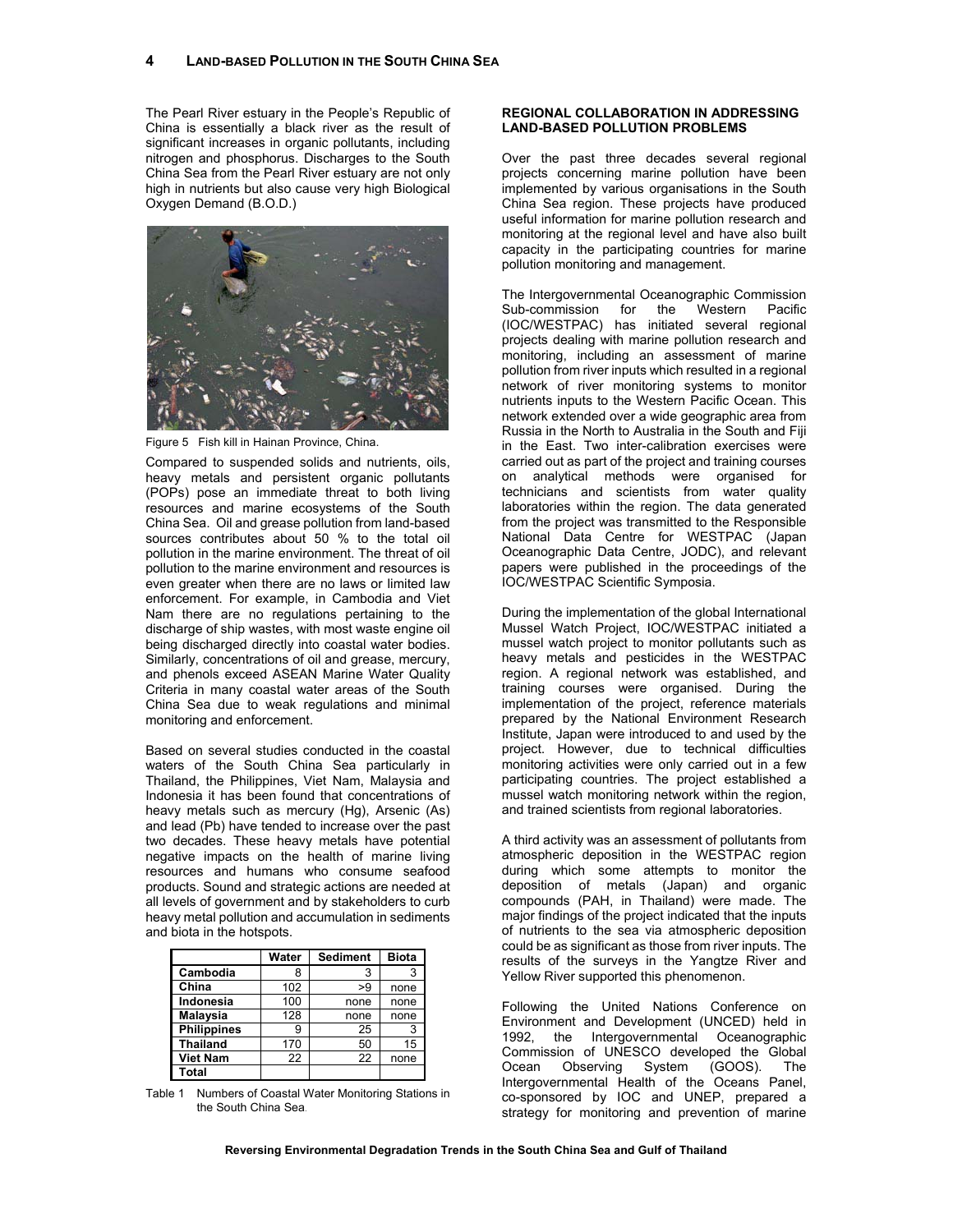The Pearl River estuary in the People's Republic of China is essentially a black river as the result of significant increases in organic pollutants, including nitrogen and phosphorus. Discharges to the South China Sea from the Pearl River estuary are not only high in nutrients but also cause very high Biological Oxygen Demand (B.O.D.)

Figure 5 Fish kill in Hainan Province, China.

Compared to suspended solids and nutrients, oils, heavy metals and persistent organic pollutants (POPs) pose an immediate threat to both living resources and marine ecosystems of the South China Sea. Oil and grease pollution from land-based sources contributes about 50 % to the total oil pollution in the marine environment. The threat of oil pollution to the marine environment and resources is even greater when there are no laws or limited law enforcement. For example, in Cambodia and Viet Nam there are no regulations pertaining to the discharge of ship wastes, with most waste engine oil being discharged directly into coastal water bodies. Similarly, concentrations of oil and grease, mercury, and phenols exceed ASEAN Marine Water Quality Criteria in many coastal water areas of the South China Sea due to weak regulations and minimal monitoring and enforcement.

Based on several studies conducted in the coastal waters of the South China Sea particularly in Thailand, the Philippines, Viet Nam, Malaysia and Indonesia it has been found that concentrations of heavy metals such as mercury (Hg), Arsenic (As) and lead (Pb) have tended to increase over the past two decades. These heavy metals have potential negative impacts on the health of marine living resources and humans who consume seafood products. Sound and strategic actions are needed at all levels of government and by stakeholders to curb heavy metal pollution and accumulation in sediments and biota in the hotspots.

| | Water | Sediment | Biota |
|---|---|---|---|
| **Cambodia** | 8 | 3 | 3 |
| **China** | 102 | >9 | none |
| **Indonesia** | 100 | none | none |
| **Malaysia** | 128 | none | none |
| **Philippines** | 9 | 25 | 3 |
| **Thailand** | 170 | 50 | 15 |
| **Viet Nam** | 22 | 22 | none |
| **Total** | | | |

Table 1 Numbers of Coastal Water Monitoring Stations in the South China Sea.

## REGIONAL COLLABORATION IN ADDRESSING LAND-BASED POLLUTION PROBLEMS

Over the past three decades several regional projects concerning marine pollution have been implemented by various organisations in the South China Sea region. These projects have produced useful information for marine pollution research and monitoring at the regional level and have also built capacity in the participating countries for marine pollution monitoring and management.

The Intergovernmental Oceanographic Commission Sub-commission for the Western Pacific (IOC/WESTPAC) has initiated several regional projects dealing with marine pollution research and monitoring, including an assessment of marine pollution from river inputs which resulted in a regional network of river monitoring systems to monitor nutrients inputs to the Western Pacific Ocean. This network extended over a wide geographic area from Russia in the North to Australia in the South and Fiji in the East. Two inter-calibration exercises were carried out as part of the project and training courses on analytical methods were organised for technicians and scientists from water quality laboratories within the region. The data generated from the project was transmitted to the Responsible National Data Centre for WESTPAC (Japan Oceanographic Data Centre, JODC), and relevant papers were published in the proceedings of the IOC/WESTPAC Scientific Symposia.

During the implementation of the global International Mussel Watch Project, IOC/WESTPAC initiated a mussel watch project to monitor pollutants such as heavy metals and pesticides in the WESTPAC region. A regional network was established, and training courses were organised. During the implementation of the project, reference materials prepared by the National Environment Research Institute, Japan were introduced to and used by the project. However, due to technical difficulties monitoring activities were only carried out in a few participating countries. The project established a mussel watch monitoring network within the region, and trained scientists from regional laboratories.

A third activity was an assessment of pollutants from atmospheric deposition in the WESTPAC region during which some attempts to monitor the deposition of metals (Japan) and organic compounds (PAH, in Thailand) were made. The major findings of the project indicated that the inputs of nutrients to the sea via atmospheric deposition could be as significant as those from river inputs. The results of the surveys in the Yangtze River and Yellow River supported this phenomenon.

Following the United Nations Conference on Environment and Development (UNCED) held in 1992, the Intergovernmental Oceanographic Commission of UNESCO developed the Global Ocean Observing System (GOOS). The Intergovernmental Health of the Oceans Panel, co-sponsored by IOC and UNEP, prepared a strategy for monitoring and prevention of marine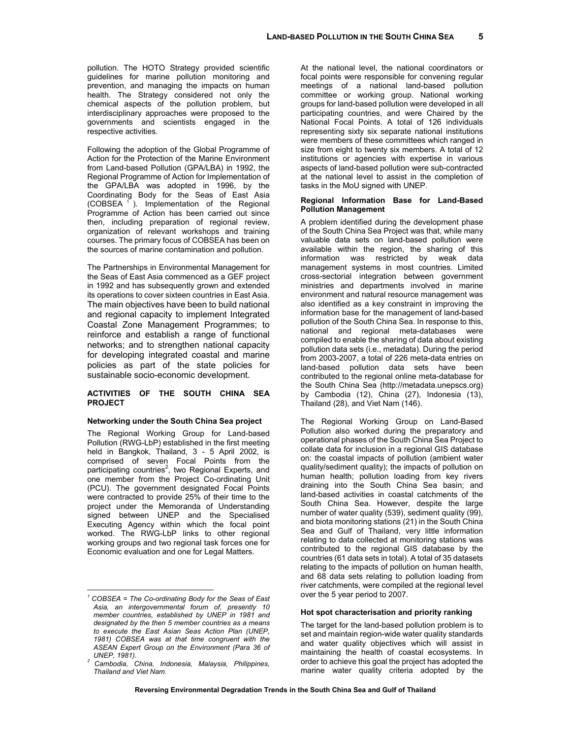pollution. The HOTO Strategy provided scientific guidelines for marine pollution monitoring and prevention, and managing the impacts on human health. The Strategy considered not only the chemical aspects of the pollution problem, but interdisciplinary approaches were proposed to the governments and scientists engaged in the respective activities.

Following the adoption of the Global Programme of Action for the Protection of the Marine Environment from Land-based Pollution (GPA/LBA) in 1992, the Regional Programme of Action for Implementation of the GPA/LBA was adopted in 1996, by the Coordinating Body for the Seas of East Asia (COBSEA [1]). Implementation of the Regional Programme of Action has been carried out since then, including preparation of regional review, organization of relevant workshops and training courses. The primary focus of COBSEA has been on the sources of marine contamination and pollution.

The Partnerships in Environmental Management for the Seas of East Asia commenced as a GEF project in 1992 and has subsequently grown and extended its operations to cover sixteen countries in East Asia. The main objectives have been to build national and regional capacity to implement Integrated Coastal Zone Management Programmes; to reinforce and establish a range of functional networks; and to strengthen national capacity for developing integrated coastal and marine policies as part of the state policies for sustainable socio-economic development.

## ACTIVITIES OF THE SOUTH CHINA SEA PROJECT

### Networking under the South China Sea project

The Regional Working Group for Land-based Pollution (RWG-LbP) established in the first meeting held in Bangkok, Thailand, 3 - 5 April 2002, is comprised of seven Focal Points from the participating countries[2], two Regional Experts, and one member from the Project Co-ordinating Unit (PCU). The government designated Focal Points were contracted to provide 25% of their time to the project under the Memoranda of Understanding signed between UNEP and the Specialised Executing Agency within which the focal point worked. The RWG-LbP links to other regional working groups and two regional task forces one for Economic evaluation and one for Legal Matters.

At the national level, the national coordinators or focal points were responsible for convening regular meetings of a national land-based pollution committee or working group. National working groups for land-based pollution were developed in all participating countries, and were Chaired by the National Focal Points. A total of 126 individuals representing sixty six separate national institutions were members of these committees which ranged in size from eight to twenty six members. A total of 12 institutions or agencies with expertise in various aspects of land-based pollution were sub-contracted at the national level to assist in the completion of tasks in the MoU signed with UNEP.

### Regional Information Base for Land-Based Pollution Management

A problem identified during the development phase of the South China Sea Project was that, while many valuable data sets on land-based pollution were available within the region, the sharing of this information was restricted by weak data management systems in most countries. Limited cross-sectorial integration between government ministries and departments involved in marine environment and natural resource management was also identified as a key constraint in improving the information base for the management of land-based pollution of the South China Sea. In response to this, national and regional meta-databases were compiled to enable the sharing of data about existing pollution data sets (i.e., metadata). During the period from 2003-2007, a total of 226 meta-data entries on land-based pollution data sets have been contributed to the regional online meta-database for the South China Sea (http://metadata.unepscs.org) by Cambodia (12), China (27), Indonesia (13), Thailand (28), and Viet Nam (146).

The Regional Working Group on Land-Based Pollution also worked during the preparatory and operational phases of the South China Sea Project to collate data for inclusion in a regional GIS database on: the coastal impacts of pollution (ambient water quality/sediment quality); the impacts of pollution on human health; pollution loading from key rivers draining into the South China Sea basin; and land-based activities in coastal catchments of the South China Sea. However, despite the large number of water quality (539), sediment quality (99), and biota monitoring stations (21) in the South China Sea and Gulf of Thailand, very little information relating to data collected at monitoring stations was contributed to the regional GIS database by the countries (61 data sets in total). A total of 35 datasets relating to the impacts of pollution on human health, and 68 data sets relating to pollution loading from river catchments, were compiled at the regional level over the 5 year period to 2007.

### Hot spot characterisation and priority ranking

The target for the land-based pollution problem is to set and maintain region-wide water quality standards and water quality objectives which will assist in maintaining the health of coastal ecosystems. In order to achieve this goal the project has adopted the marine water quality criteria adopted by the

---

*[1] COBSEA = The Co-ordinating Body for the Seas of East Asia, an intergovernmental forum of, presently 10 member countries, established by UNEP in 1981 and designated by the then 5 member countries as a means to execute the East Asian Seas Action Plan (UNEP, 1981) COBSEA was at that time congruent with the ASEAN Expert Group on the Environment (Para 36 of UNEP, 1981).*

*[2] Cambodia, China, Indonesia, Malaysia, Philippines, Thailand and Viet Nam.*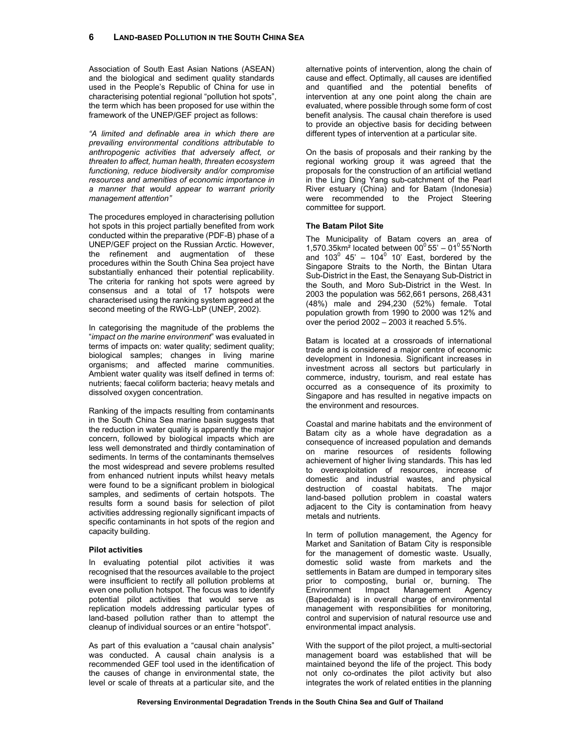Association of South East Asian Nations (ASEAN) and the biological and sediment quality standards used in the People's Republic of China for use in characterising potential regional "pollution hot spots", the term which has been proposed for use within the framework of the UNEP/GEF project as follows:

*"A limited and definable area in which there are prevailing environmental conditions attributable to anthropogenic activities that adversely affect, or threaten to affect, human health, threaten ecosystem functioning, reduce biodiversity and/or compromise resources and amenities of economic importance in a manner that would appear to warrant priority management attention"*

The procedures employed in characterising pollution hot spots in this project partially benefited from work conducted within the preparative (PDF-B) phase of a UNEP/GEF project on the Russian Arctic. However, the refinement and augmentation of these procedures within the South China Sea project have substantially enhanced their potential replicability. The criteria for ranking hot spots were agreed by consensus and a total of 17 hotspots were characterised using the ranking system agreed at the second meeting of the RWG-LbP (UNEP, 2002).

In categorising the magnitude of the problems the "*impact on the marine environment*" was evaluated in terms of impacts on: water quality; sediment quality; biological samples; changes in living marine organisms; and affected marine communities. Ambient water quality was itself defined in terms of: nutrients; faecal coliform bacteria; heavy metals and dissolved oxygen concentration.

Ranking of the impacts resulting from contaminants in the South China Sea marine basin suggests that the reduction in water quality is apparently the major concern, followed by biological impacts which are less well demonstrated and thirdly contamination of sediments. In terms of the contaminants themselves the most widespread and severe problems resulted from enhanced nutrient inputs whilst heavy metals were found to be a significant problem in biological samples, and sediments of certain hotspots. The results form a sound basis for selection of pilot activities addressing regionally significant impacts of specific contaminants in hot spots of the region and capacity building.

**Pilot activities**

In evaluating potential pilot activities it was recognised that the resources available to the project were insufficient to rectify all pollution problems at even one pollution hotspot. The focus was to identify potential pilot activities that would serve as replication models addressing particular types of land-based pollution rather than to attempt the cleanup of individual sources or an entire "hotspot".

As part of this evaluation a "causal chain analysis" was conducted. A causal chain analysis is a recommended GEF tool used in the identification of the causes of change in environmental state, the level or scale of threats at a particular site, and the alternative points of intervention, along the chain of cause and effect. Optimally, all causes are identified and quantified and the potential benefits of intervention at any one point along the chain are evaluated, where possible through some form of cost benefit analysis. The causal chain therefore is used to provide an objective basis for deciding between different types of intervention at a particular site.

On the basis of proposals and their ranking by the regional working group it was agreed that the proposals for the construction of an artificial wetland in the Ling Ding Yang sub-catchment of the Pearl River estuary (China) and for Batam (Indonesia) were recommended to the Project Steering committee for support.

**The Batam Pilot Site**

The Municipality of Batam covers an area of 1,570.35km² located between $00^0$ 55' – $01^0$ 55'North and $103^0$ 45' – $104^0$ 10' East, bordered by the Singapore Straits to the North, the Bintan Utara Sub-District in the East, the Senayang Sub-District in the South, and Moro Sub-District in the West. In 2003 the population was 562,661 persons, 268,431 (48%) male and 294,230 (52%) female. Total population growth from 1990 to 2000 was 12% and over the period 2002 – 2003 it reached 5.5%.

Batam is located at a crossroads of international trade and is considered a major centre of economic development in Indonesia. Significant increases in investment across all sectors but particularly in commerce, industry, tourism, and real estate has occurred as a consequence of its proximity to Singapore and has resulted in negative impacts on the environment and resources.

Coastal and marine habitats and the environment of Batam city as a whole have degradation as a consequence of increased population and demands on marine resources of residents following achievement of higher living standards. This has led to overexploitation of resources, increase of domestic and industrial wastes, and physical destruction of coastal habitats. The major land-based pollution problem in coastal waters adjacent to the City is contamination from heavy metals and nutrients.

In term of pollution management, the Agency for Market and Sanitation of Batam City is responsible for the management of domestic waste. Usually, domestic solid waste from markets and the settlements in Batam are dumped in temporary sites prior to composting, burial or, burning. The Environment Impact Management Agency (Bapedalda) is in overall charge of environmental management with responsibilities for monitoring, control and supervision of natural resource use and environmental impact analysis.

With the support of the pilot project, a multi-sectorial management board was established that will be maintained beyond the life of the project. This body not only co-ordinates the pilot activity but also integrates the work of related entities in the planning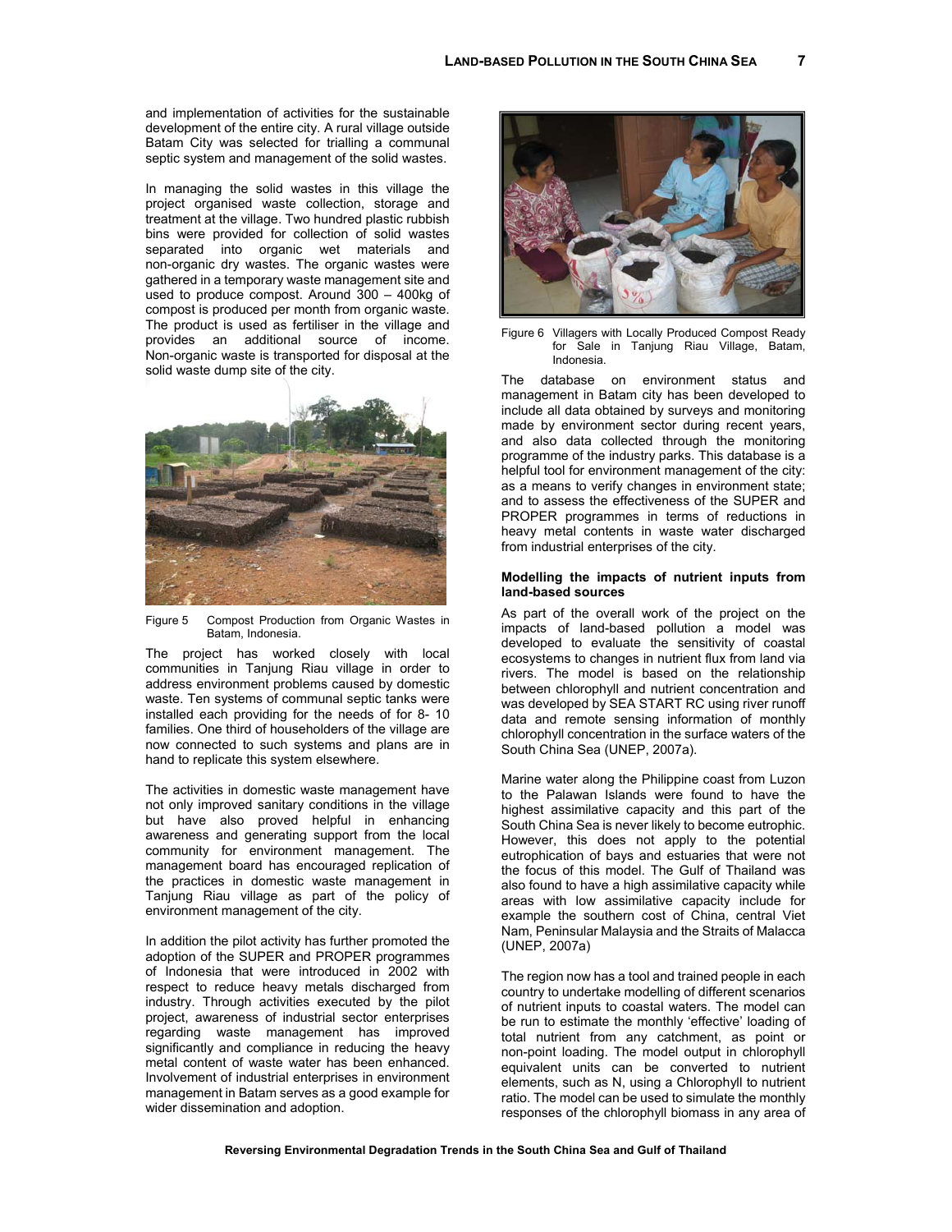and implementation of activities for the sustainable development of the entire city. A rural village outside Batam City was selected for trialling a communal septic system and management of the solid wastes.

In managing the solid wastes in this village the project organised waste collection, storage and treatment at the village. Two hundred plastic rubbish bins were provided for collection of solid wastes separated into organic wet materials and non-organic dry wastes. The organic wastes were gathered in a temporary waste management site and used to produce compost. Around 300 – 400kg of compost is produced per month from organic waste. The product is used as fertiliser in the village and provides an additional source of income. Non-organic waste is transported for disposal at the solid waste dump site of the city.

Figure 5 Compost Production from Organic Wastes in Batam, Indonesia.

The project has worked closely with local communities in Tanjung Riau village in order to address environment problems caused by domestic waste. Ten systems of communal septic tanks were installed each providing for the needs of for 8- 10 families. One third of householders of the village are now connected to such systems and plans are in hand to replicate this system elsewhere.

The activities in domestic waste management have not only improved sanitary conditions in the village but have also proved helpful in enhancing awareness and generating support from the local community for environment management. The management board has encouraged replication of the practices in domestic waste management in Tanjung Riau village as part of the policy of environment management of the city.

In addition the pilot activity has further promoted the adoption of the SUPER and PROPER programmes of Indonesia that were introduced in 2002 with respect to reduce heavy metals discharged from industry. Through activities executed by the pilot project, awareness of industrial sector enterprises regarding waste management has improved significantly and compliance in reducing the heavy metal content of waste water has been enhanced. Involvement of industrial enterprises in environment management in Batam serves as a good example for wider dissemination and adoption.

Figure 6 Villagers with Locally Produced Compost Ready for Sale in Tanjung Riau Village, Batam, Indonesia.

The database on environment status and management in Batam city has been developed to include all data obtained by surveys and monitoring made by environment sector during recent years, and also data collected through the monitoring programme of the industry parks. This database is a helpful tool for environment management of the city: as a means to verify changes in environment state; and to assess the effectiveness of the SUPER and PROPER programmes in terms of reductions in heavy metal contents in waste water discharged from industrial enterprises of the city.

**Modelling the impacts of nutrient inputs from land-based sources**

As part of the overall work of the project on the impacts of land-based pollution a model was developed to evaluate the sensitivity of coastal ecosystems to changes in nutrient flux from land via rivers. The model is based on the relationship between chlorophyll and nutrient concentration and was developed by SEA START RC using river runoff data and remote sensing information of monthly chlorophyll concentration in the surface waters of the South China Sea (UNEP, 2007a).

Marine water along the Philippine coast from Luzon to the Palawan Islands were found to have the highest assimilative capacity and this part of the South China Sea is never likely to become eutrophic. However, this does not apply to the potential eutrophication of bays and estuaries that were not the focus of this model. The Gulf of Thailand was also found to have a high assimilative capacity while areas with low assimilative capacity include for example the southern cost of China, central Viet Nam, Peninsular Malaysia and the Straits of Malacca (UNEP, 2007a)

The region now has a tool and trained people in each country to undertake modelling of different scenarios of nutrient inputs to coastal waters. The model can be run to estimate the monthly 'effective' loading of total nutrient from any catchment, as point or non-point loading. The model output in chlorophyll equivalent units can be converted to nutrient elements, such as N, using a Chlorophyll to nutrient ratio. The model can be used to simulate the monthly responses of the chlorophyll biomass in any area of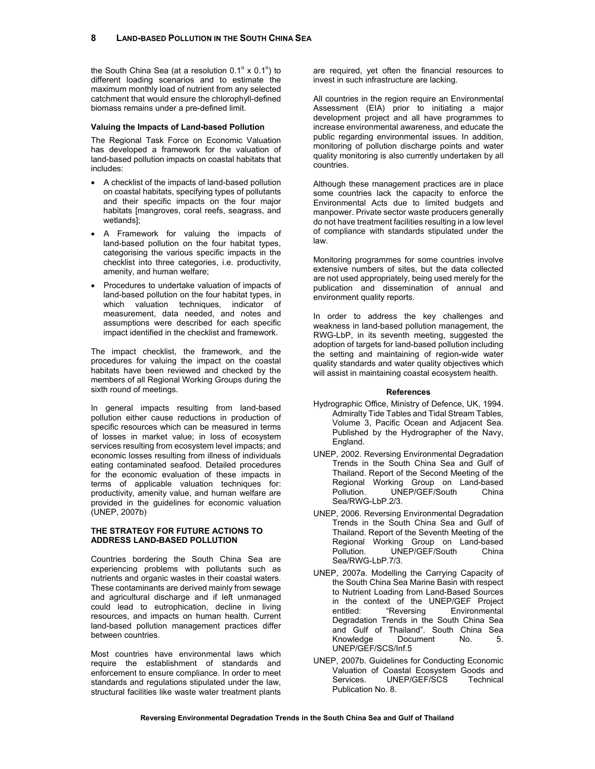the South China Sea (at a resolution $0.1^{\circ} \times 0.1^{\circ}$) to different loading scenarios and to estimate the maximum monthly load of nutrient from any selected catchment that would ensure the chlorophyll-defined biomass remains under a pre-defined limit.

### Valuing the Impacts of Land-based Pollution

The Regional Task Force on Economic Valuation has developed a framework for the valuation of land-based pollution impacts on coastal habitats that includes:

- A checklist of the impacts of land-based pollution on coastal habitats, specifying types of pollutants and their specific impacts on the four major habitats [mangroves, coral reefs, seagrass, and wetlands];
- A Framework for valuing the impacts of land-based pollution on the four habitat types, categorising the various specific impacts in the checklist into three categories, i.e. productivity, amenity, and human welfare;
- Procedures to undertake valuation of impacts of land-based pollution on the four habitat types, in which valuation techniques, indicator of measurement, data needed, and notes and assumptions were described for each specific impact identified in the checklist and framework.

The impact checklist, the framework, and the procedures for valuing the impact on the coastal habitats have been reviewed and checked by the members of all Regional Working Groups during the sixth round of meetings.

In general impacts resulting from land-based pollution either cause reductions in production of specific resources which can be measured in terms of losses in market value; in loss of ecosystem services resulting from ecosystem level impacts; and economic losses resulting from illness of individuals eating contaminated seafood. Detailed procedures for the economic evaluation of these impacts in terms of applicable valuation techniques for: productivity, amenity value, and human welfare are provided in the guidelines for economic valuation (UNEP, 2007b)

## THE STRATEGY FOR FUTURE ACTIONS TO ADDRESS LAND-BASED POLLUTION

Countries bordering the South China Sea are experiencing problems with pollutants such as nutrients and organic wastes in their coastal waters. These contaminants are derived mainly from sewage and agricultural discharge and if left unmanaged could lead to eutrophication, decline in living resources, and impacts on human health. Current land-based pollution management practices differ between countries.

Most countries have environmental laws which require the establishment of standards and enforcement to ensure compliance. In order to meet standards and regulations stipulated under the law, structural facilities like waste water treatment plants are required, yet often the financial resources to invest in such infrastructure are lacking.

All countries in the region require an Environmental Assessment (EIA) prior to initiating a major development project and all have programmes to increase environmental awareness, and educate the public regarding environmental issues. In addition, monitoring of pollution discharge points and water quality monitoring is also currently undertaken by all countries.

Although these management practices are in place some countries lack the capacity to enforce the Environmental Acts due to limited budgets and manpower. Private sector waste producers generally do not have treatment facilities resulting in a low level of compliance with standards stipulated under the law.

Monitoring programmes for some countries involve extensive numbers of sites, but the data collected are not used appropriately, being used merely for the publication and dissemination of annual and environment quality reports.

In order to address the key challenges and weakness in land-based pollution management, the RWG-LbP, in its seventh meeting, suggested the adoption of targets for land-based pollution including the setting and maintaining of region-wide water quality standards and water quality objectives which will assist in maintaining coastal ecosystem health.

### References

Hydrographic Office, Ministry of Defence, UK, 1994. Admiralty Tide Tables and Tidal Stream Tables, Volume 3, Pacific Ocean and Adjacent Sea. Published by the Hydrographer of the Navy, England.

UNEP, 2002. Reversing Environmental Degradation Trends in the South China Sea and Gulf of Thailand. Report of the Second Meeting of the Regional Working Group on Land-based Pollution. UNEP/GEF/South China Sea/RWG-LbP.2/3.

UNEP, 2006. Reversing Environmental Degradation Trends in the South China Sea and Gulf of Thailand. Report of the Seventh Meeting of the Regional Working Group on Land-based Pollution. UNEP/GEF/South China Sea/RWG-LbP.7/3.

UNEP, 2007a. Modelling the Carrying Capacity of the South China Sea Marine Basin with respect to Nutrient Loading from Land-Based Sources in the context of the UNEP/GEF Project entitled: "Reversing Environmental Degradation Trends in the South China Sea and Gulf of Thailand". South China Sea Knowledge Document No. 5. UNEP/GEF/SCS/Inf.5

UNEP, 2007b. Guidelines for Conducting Economic Valuation of Coastal Ecosystem Goods and Services. UNEP/GEF/SCS Technical Publication No. 8.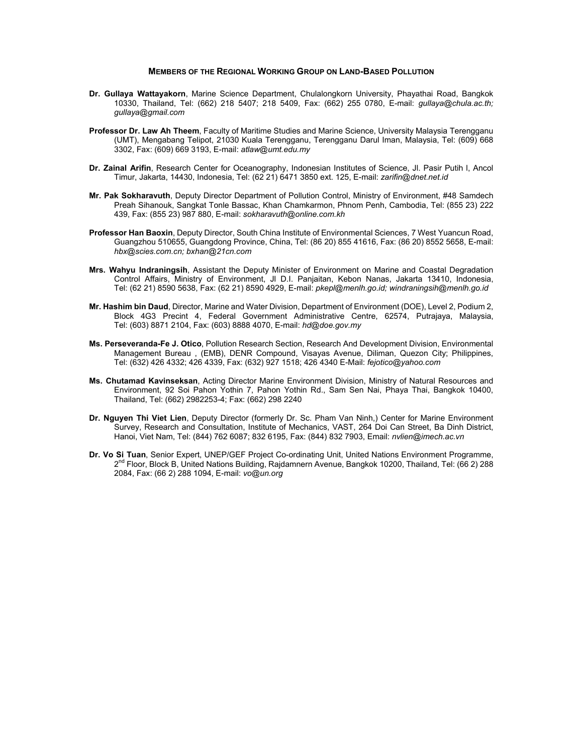## MEMBERS OF THE REGIONAL WORKING GROUP ON LAND-BASED POLLUTION

**Dr. Gullaya Wattayakorn**, Marine Science Department, Chulalongkorn University, Phayathai Road, Bangkok 10330, Thailand, Tel: (662) 218 5407; 218 5409, Fax: (662) 255 0780, E-mail: *gullaya@chula.ac.th; gullaya@gmail.com*

**Professor Dr. Law Ah Theem**, Faculty of Maritime Studies and Marine Science, University Malaysia Terengganu (UMT), Mengabang Telipot, 21030 Kuala Terengganu, Terengganu Darul Iman, Malaysia, Tel: (609) 668 3302, Fax: (609) 669 3193, E-mail: *atlaw@umt.edu.my*

**Dr. Zainal Arifin**, Research Center for Oceanography, Indonesian Institutes of Science, Jl. Pasir Putih I, Ancol Timur, Jakarta, 14430, Indonesia, Tel: (62 21) 6471 3850 ext. 125, E-mail: *zarifin@dnet.net.id*

**Mr. Pak Sokharavuth**, Deputy Director Department of Pollution Control, Ministry of Environment, #48 Samdech Preah Sihanouk, Sangkat Tonle Bassac, Khan Chamkarmon, Phnom Penh, Cambodia, Tel: (855 23) 222 439, Fax: (855 23) 987 880, E-mail: *sokharavuth@online.com.kh*

**Professor Han Baoxin**, Deputy Director, South China Institute of Environmental Sciences, 7 West Yuancun Road, Guangzhou 510655, Guangdong Province, China, Tel: (86 20) 855 41616, Fax: (86 20) 8552 5658, E-mail: *hbx@scies.com.cn; bxhan@21cn.com*

**Mrs. Wahyu Indraningsih**, Assistant the Deputy Minister of Environment on Marine and Coastal Degradation Control Affairs, Ministry of Environment, Jl D.I. Panjaitan, Kebon Nanas, Jakarta 13410, Indonesia, Tel: (62 21) 8590 5638, Fax: (62 21) 8590 4929, E-mail: *pkepl@menlh.go.id; windraningsih@menlh.go.id*

**Mr. Hashim bin Daud**, Director, Marine and Water Division, Department of Environment (DOE), Level 2, Podium 2, Block 4G3 Precint 4, Federal Government Administrative Centre, 62574, Putrajaya, Malaysia, Tel: (603) 8871 2104, Fax: (603) 8888 4070, E-mail: *hd@doe.gov.my*

**Ms. Perseveranda-Fe J. Otico**, Pollution Research Section, Research And Development Division, Environmental Management Bureau , (EMB), DENR Compound, Visayas Avenue, Diliman, Quezon City; Philippines, Tel: (632) 426 4332; 426 4339, Fax: (632) 927 1518; 426 4340 E-Mail: *fejotico@yahoo.com*

**Ms. Chutamad Kavinseksan**, Acting Director Marine Environment Division, Ministry of Natural Resources and Environment, 92 Soi Pahon Yothin 7, Pahon Yothin Rd., Sam Sen Nai, Phaya Thai, Bangkok 10400, Thailand, Tel: (662) 2982253-4; Fax: (662) 298 2240

**Dr. Nguyen Thi Viet Lien**, Deputy Director (formerly Dr. Sc. Pham Van Ninh,) Center for Marine Environment Survey, Research and Consultation, Institute of Mechanics, VAST, 264 Doi Can Street, Ba Dinh District, Hanoi, Viet Nam, Tel: (844) 762 6087; 832 6195, Fax: (844) 832 7903, Email: *nvlien@imech.ac.vn*

**Dr. Vo Si Tuan**, Senior Expert, UNEP/GEF Project Co-ordinating Unit, United Nations Environment Programme, 2nd Floor, Block B, United Nations Building, Rajdamnern Avenue, Bangkok 10200, Thailand, Tel: (66 2) 288 2084, Fax: (66 2) 288 1094, E-mail: *vo@un.org*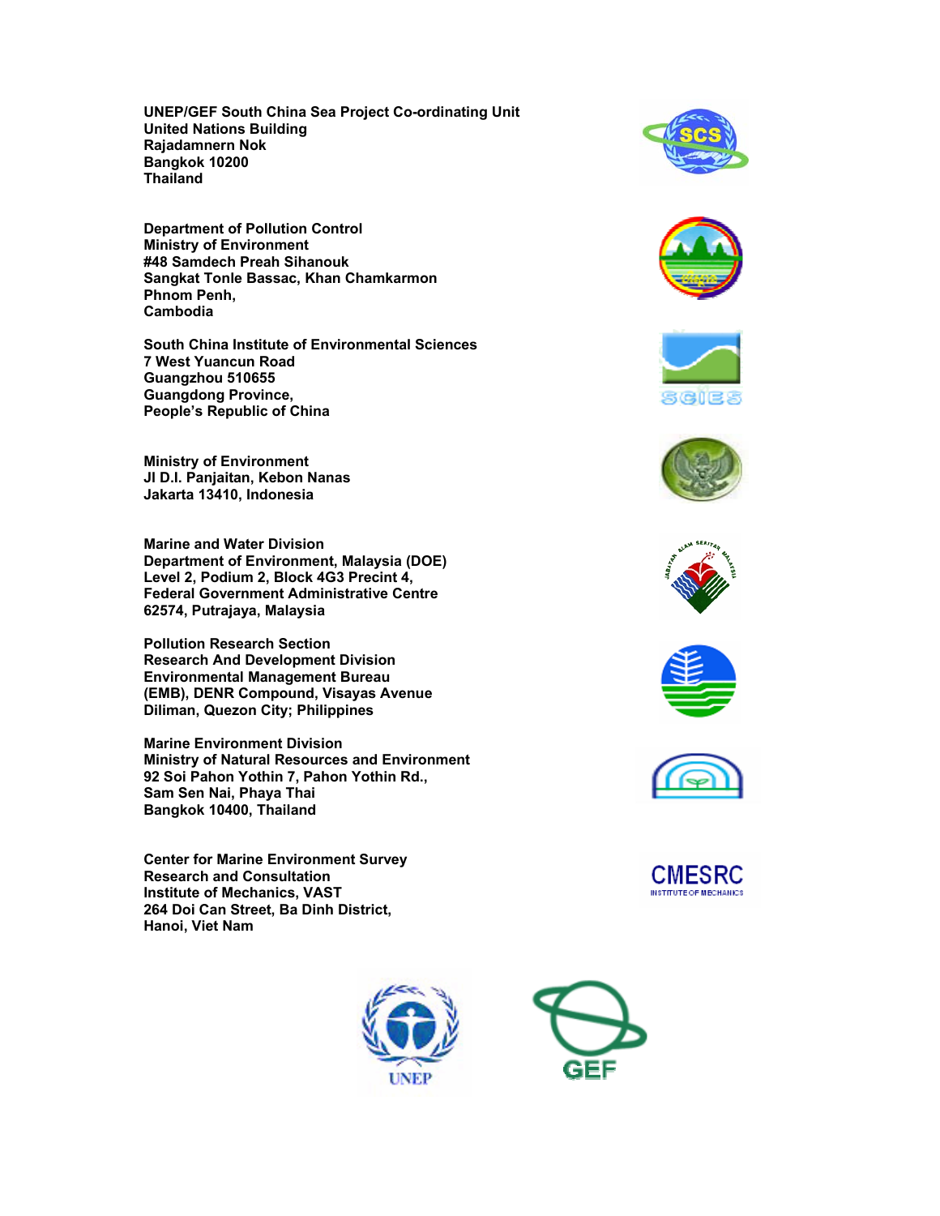**UNEP/GEF South China Sea Project Co-ordinating Unit**
**United Nations Building**
**Rajadamnern Nok**
**Bangkok 10200**
**Thailand**

**Department of Pollution Control**
**Ministry of Environment**
**#48 Samdech Preah Sihanouk**
**Sangkat Tonle Bassac, Khan Chamkarmon**
**Phnom Penh,**
**Cambodia**

**South China Institute of Environmental Sciences**
**7 West Yuancun Road**
**Guangzhou 510655**
**Guangdong Province,**
**People's Republic of China**

**Ministry of Environment**
**Jl D.I. Panjaitan, Kebon Nanas**
**Jakarta 13410, Indonesia**

**Marine and Water Division**
**Department of Environment, Malaysia (DOE)**
**Level 2, Podium 2, Block 4G3 Precint 4,**
**Federal Government Administrative Centre**
**62574, Putrajaya, Malaysia**

**Pollution Research Section**
**Research And Development Division**
**Environmental Management Bureau**
**(EMB), DENR Compound, Visayas Avenue**
**Diliman, Quezon City; Philippines**

**Marine Environment Division**
**Ministry of Natural Resources and Environment**
**92 Soi Pahon Yothin 7, Pahon Yothin Rd.,**
**Sam Sen Nai, Phaya Thai**
**Bangkok 10400, Thailand**

**Center for Marine Environment Survey**
**Research and Consultation**
**Institute of Mechanics, VAST**
**264 Doi Can Street, Ba Dinh District,**
**Hanoi, Viet Nam**